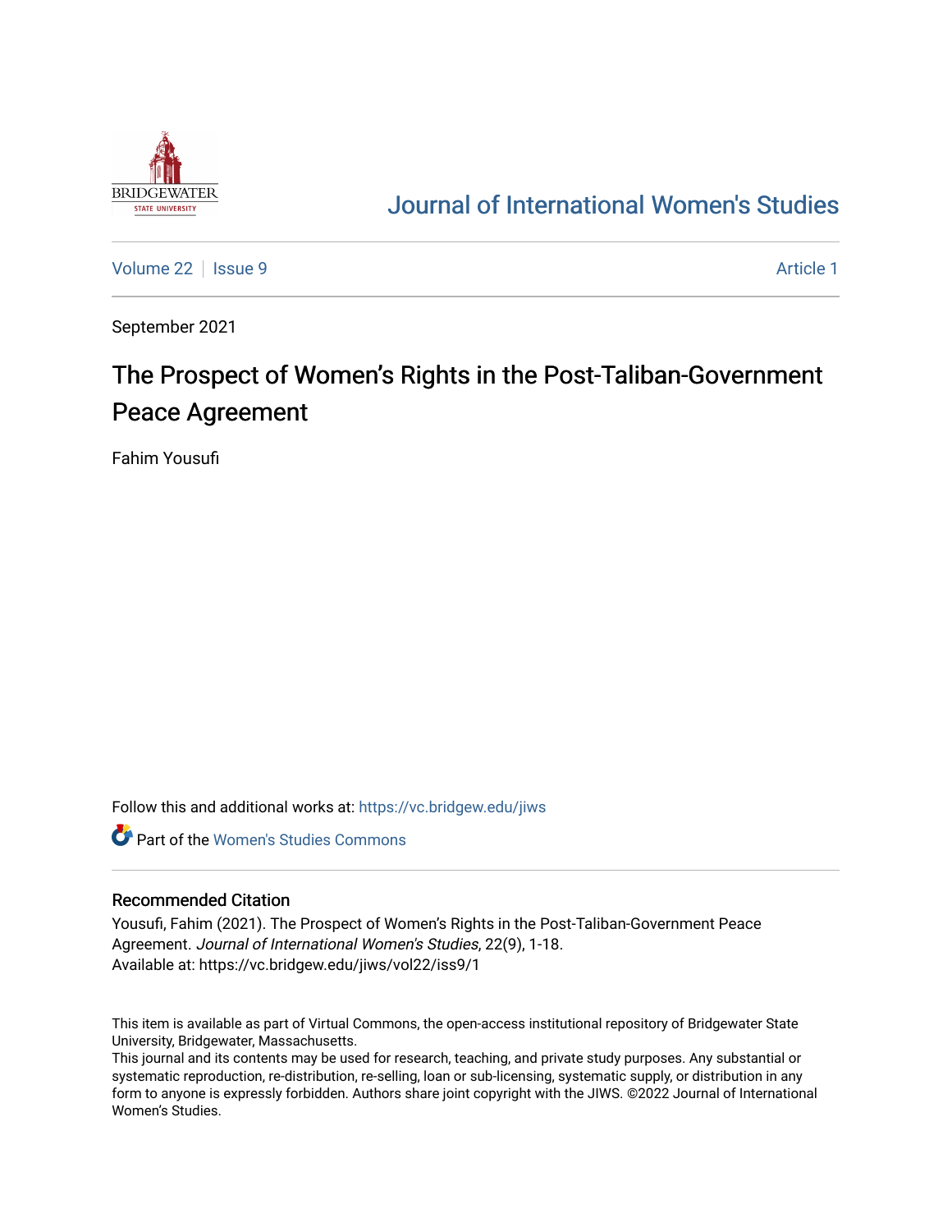Journal of International Women's Studies

Volume 22 | Issue 9 — Article 1

September 2021

# The Prospect of Women's Rights in the Post-Taliban-Government Peace Agreement

Fahim Yousufi

Follow this and additional works at: https://vc.bridgew.edu/jiws

Part of the Women's Studies Commons

## Recommended Citation

Yousufi, Fahim (2021). The Prospect of Women's Rights in the Post-Taliban-Government Peace Agreement. *Journal of International Women's Studies*, 22(9), 1-18.
Available at: https://vc.bridgew.edu/jiws/vol22/iss9/1

This item is available as part of Virtual Commons, the open-access institutional repository of Bridgewater State University, Bridgewater, Massachusetts.
This journal and its contents may be used for research, teaching, and private study purposes. Any substantial or systematic reproduction, re-distribution, re-selling, loan or sub-licensing, systematic supply, or distribution in any form to anyone is expressly forbidden. Authors share joint copyright with the JIWS. ©2022 Journal of International Women's Studies.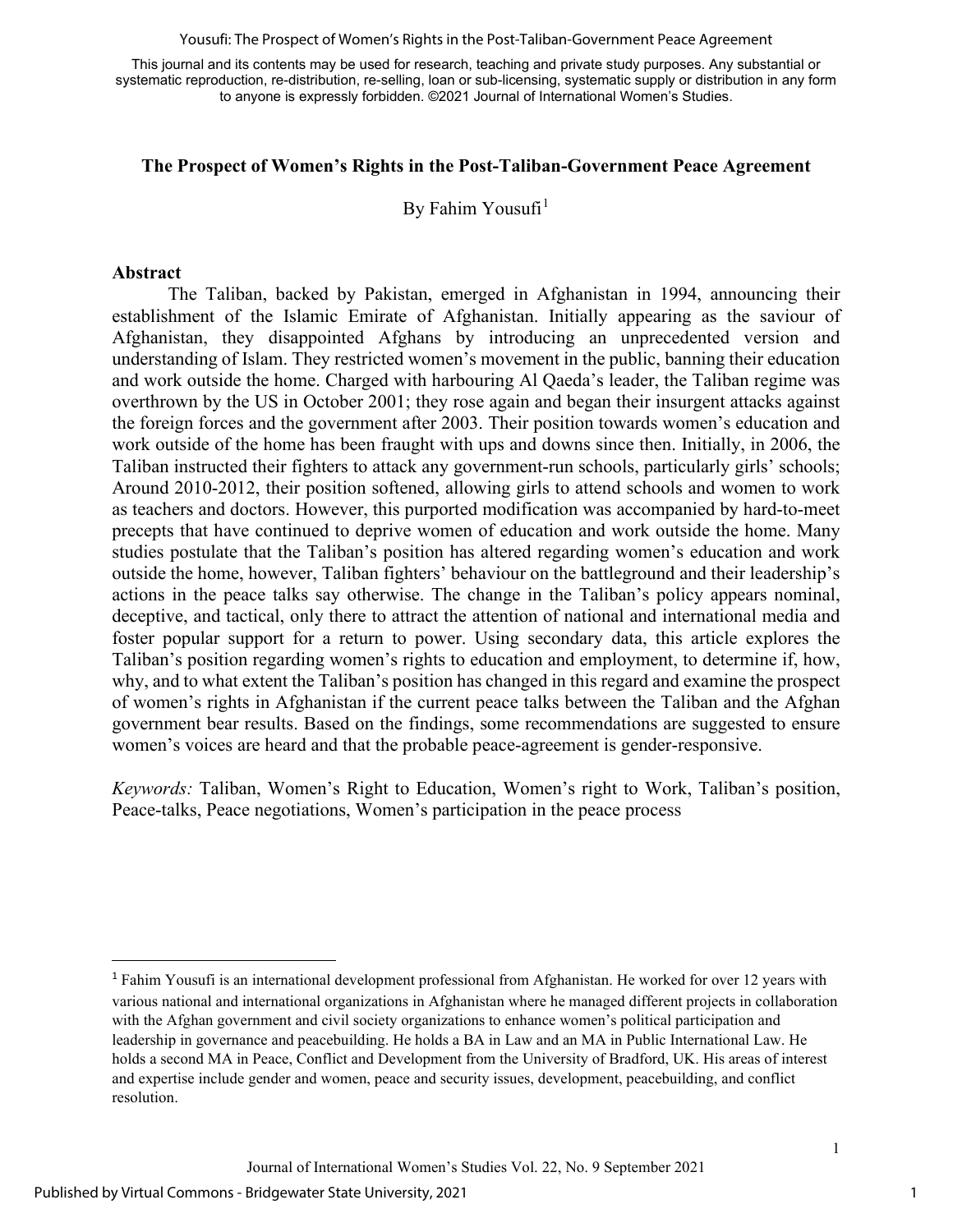This journal and its contents may be used for research, teaching and private study purposes. Any substantial or systematic reproduction, re-distribution, re-selling, loan or sub-licensing, systematic supply or distribution in any form to anyone is expressly forbidden. ©2021 Journal of International Women's Studies.

# The Prospect of Women's Rights in the Post-Taliban-Government Peace Agreement

By Fahim Yousufi[1]

## Abstract

The Taliban, backed by Pakistan, emerged in Afghanistan in 1994, announcing their establishment of the Islamic Emirate of Afghanistan. Initially appearing as the saviour of Afghanistan, they disappointed Afghans by introducing an unprecedented version and understanding of Islam. They restricted women's movement in the public, banning their education and work outside the home. Charged with harbouring Al Qaeda's leader, the Taliban regime was overthrown by the US in October 2001; they rose again and began their insurgent attacks against the foreign forces and the government after 2003. Their position towards women's education and work outside of the home has been fraught with ups and downs since then. Initially, in 2006, the Taliban instructed their fighters to attack any government-run schools, particularly girls' schools; Around 2010-2012, their position softened, allowing girls to attend schools and women to work as teachers and doctors. However, this purported modification was accompanied by hard-to-meet precepts that have continued to deprive women of education and work outside the home. Many studies postulate that the Taliban's position has altered regarding women's education and work outside the home, however, Taliban fighters' behaviour on the battleground and their leadership's actions in the peace talks say otherwise. The change in the Taliban's policy appears nominal, deceptive, and tactical, only there to attract the attention of national and international media and foster popular support for a return to power. Using secondary data, this article explores the Taliban's position regarding women's rights to education and employment, to determine if, how, why, and to what extent the Taliban's position has changed in this regard and examine the prospect of women's rights in Afghanistan if the current peace talks between the Taliban and the Afghan government bear results. Based on the findings, some recommendations are suggested to ensure women's voices are heard and that the probable peace-agreement is gender-responsive.

*Keywords:* Taliban, Women's Right to Education, Women's right to Work, Taliban's position, Peace-talks, Peace negotiations, Women's participation in the peace process

---

[1] Fahim Yousufi is an international development professional from Afghanistan. He worked for over 12 years with various national and international organizations in Afghanistan where he managed different projects in collaboration with the Afghan government and civil society organizations to enhance women's political participation and leadership in governance and peacebuilding. He holds a BA in Law and an MA in Public International Law. He holds a second MA in Peace, Conflict and Development from the University of Bradford, UK. His areas of interest and expertise include gender and women, peace and security issues, development, peacebuilding, and conflict resolution.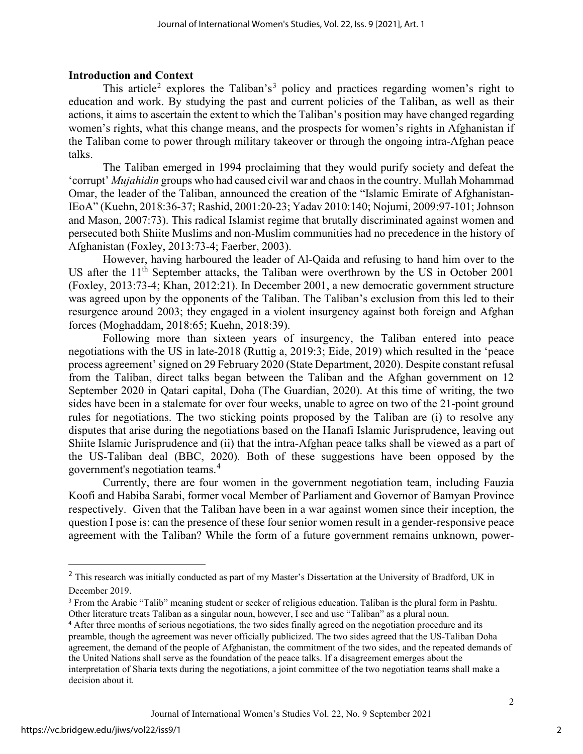**Introduction and Context**

This article[2] explores the Taliban's[3] policy and practices regarding women's right to education and work. By studying the past and current policies of the Taliban, as well as their actions, it aims to ascertain the extent to which the Taliban's position may have changed regarding women's rights, what this change means, and the prospects for women's rights in Afghanistan if the Taliban come to power through military takeover or through the ongoing intra-Afghan peace talks.

The Taliban emerged in 1994 proclaiming that they would purify society and defeat the 'corrupt' *Mujahidin* groups who had caused civil war and chaos in the country. Mullah Mohammad Omar, the leader of the Taliban, announced the creation of the "Islamic Emirate of Afghanistan-IEoA" (Kuehn, 2018:36-37; Rashid, 2001:20-23; Yadav 2010:140; Nojumi, 2009:97-101; Johnson and Mason, 2007:73). This radical Islamist regime that brutally discriminated against women and persecuted both Shiite Muslims and non-Muslim communities had no precedence in the history of Afghanistan (Foxley, 2013:73-4; Faerber, 2003).

However, having harboured the leader of Al-Qaida and refusing to hand him over to the US after the 11th September attacks, the Taliban were overthrown by the US in October 2001 (Foxley, 2013:73-4; Khan, 2012:21). In December 2001, a new democratic government structure was agreed upon by the opponents of the Taliban. The Taliban's exclusion from this led to their resurgence around 2003; they engaged in a violent insurgency against both foreign and Afghan forces (Moghaddam, 2018:65; Kuehn, 2018:39).

Following more than sixteen years of insurgency, the Taliban entered into peace negotiations with the US in late-2018 (Ruttig a, 2019:3; Eide, 2019) which resulted in the 'peace process agreement' signed on 29 February 2020 (State Department, 2020). Despite constant refusal from the Taliban, direct talks began between the Taliban and the Afghan government on 12 September 2020 in Qatari capital, Doha (The Guardian, 2020). At this time of writing, the two sides have been in a stalemate for over four weeks, unable to agree on two of the 21-point ground rules for negotiations. The two sticking points proposed by the Taliban are (i) to resolve any disputes that arise during the negotiations based on the Hanafi Islamic Jurisprudence, leaving out Shiite Islamic Jurisprudence and (ii) that the intra-Afghan peace talks shall be viewed as a part of the US-Taliban deal (BBC, 2020). Both of these suggestions have been opposed by the government's negotiation teams.[4]

Currently, there are four women in the government negotiation team, including Fauzia Koofi and Habiba Sarabi, former vocal Member of Parliament and Governor of Bamyan Province respectively. Given that the Taliban have been in a war against women since their inception, the question I pose is: can the presence of these four senior women result in a gender-responsive peace agreement with the Taliban? While the form of a future government remains unknown, power-

---

[2] This research was initially conducted as part of my Master's Dissertation at the University of Bradford, UK in December 2019.

[3] From the Arabic "Talib" meaning student or seeker of religious education. Taliban is the plural form in Pashtu. Other literature treats Taliban as a singular noun, however, I see and use "Taliban" as a plural noun.

[4] After three months of serious negotiations, the two sides finally agreed on the negotiation procedure and its preamble, though the agreement was never officially publicized. The two sides agreed that the US-Taliban Doha agreement, the demand of the people of Afghanistan, the commitment of the two sides, and the repeated demands of the United Nations shall serve as the foundation of the peace talks. If a disagreement emerges about the interpretation of Sharia texts during the negotiations, a joint committee of the two negotiation teams shall make a decision about it.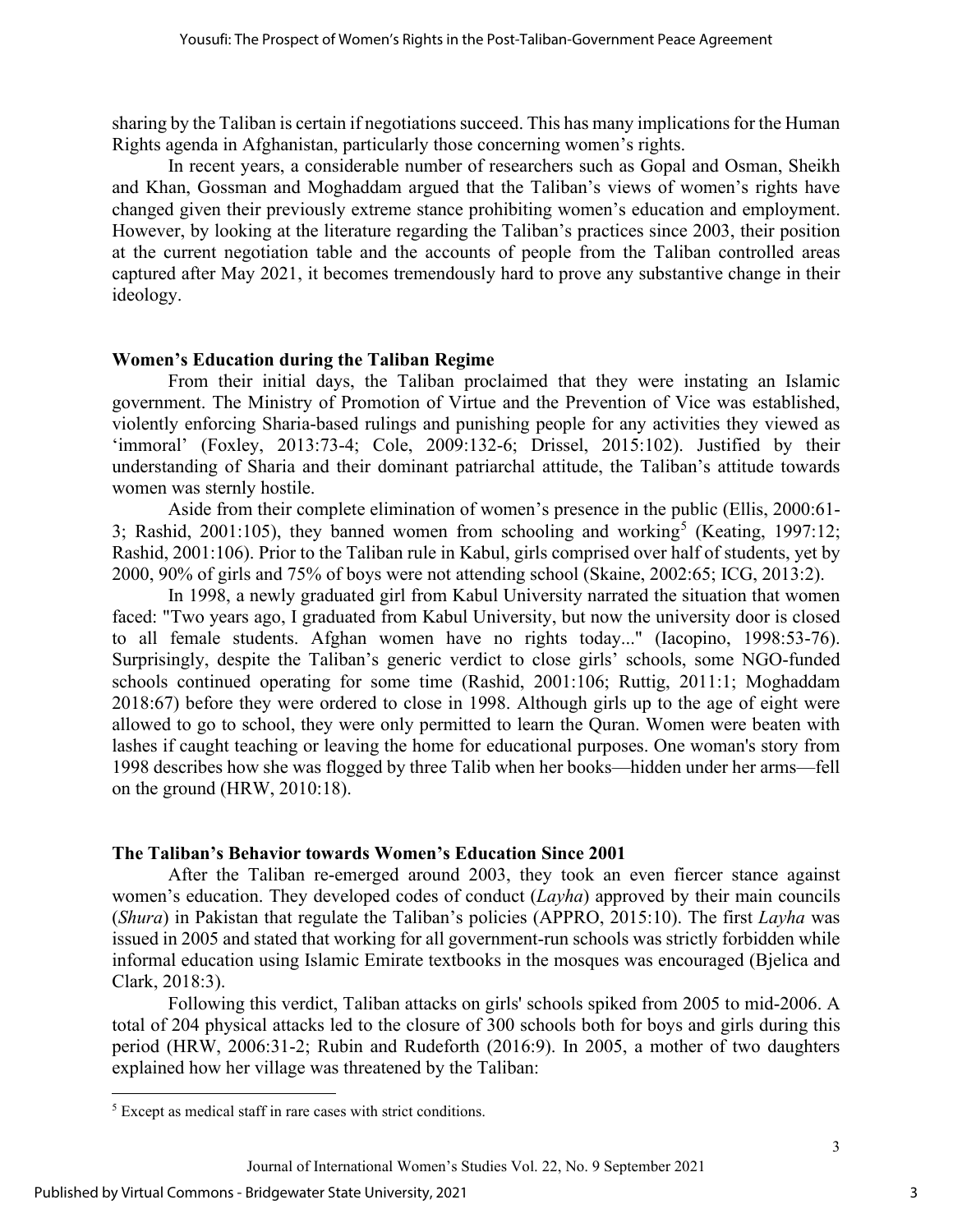sharing by the Taliban is certain if negotiations succeed. This has many implications for the Human Rights agenda in Afghanistan, particularly those concerning women's rights.

In recent years, a considerable number of researchers such as Gopal and Osman, Sheikh and Khan, Gossman and Moghaddam argued that the Taliban's views of women's rights have changed given their previously extreme stance prohibiting women's education and employment. However, by looking at the literature regarding the Taliban's practices since 2003, their position at the current negotiation table and the accounts of people from the Taliban controlled areas captured after May 2021, it becomes tremendously hard to prove any substantive change in their ideology.

## Women's Education during the Taliban Regime

From their initial days, the Taliban proclaimed that they were instating an Islamic government. The Ministry of Promotion of Virtue and the Prevention of Vice was established, violently enforcing Sharia-based rulings and punishing people for any activities they viewed as 'immoral' (Foxley, 2013:73-4; Cole, 2009:132-6; Drissel, 2015:102). Justified by their understanding of Sharia and their dominant patriarchal attitude, the Taliban's attitude towards women was sternly hostile.

Aside from their complete elimination of women's presence in the public (Ellis, 2000:61-3; Rashid, 2001:105), they banned women from schooling and working[5] (Keating, 1997:12; Rashid, 2001:106). Prior to the Taliban rule in Kabul, girls comprised over half of students, yet by 2000, 90% of girls and 75% of boys were not attending school (Skaine, 2002:65; ICG, 2013:2).

In 1998, a newly graduated girl from Kabul University narrated the situation that women faced: "Two years ago, I graduated from Kabul University, but now the university door is closed to all female students. Afghan women have no rights today..." (Iacopino, 1998:53-76). Surprisingly, despite the Taliban's generic verdict to close girls' schools, some NGO-funded schools continued operating for some time (Rashid, 2001:106; Ruttig, 2011:1; Moghaddam 2018:67) before they were ordered to close in 1998. Although girls up to the age of eight were allowed to go to school, they were only permitted to learn the Quran. Women were beaten with lashes if caught teaching or leaving the home for educational purposes. One woman's story from 1998 describes how she was flogged by three Talib when her books—hidden under her arms—fell on the ground (HRW, 2010:18).

## The Taliban's Behavior towards Women's Education Since 2001

After the Taliban re-emerged around 2003, they took an even fiercer stance against women's education. They developed codes of conduct (*Layha*) approved by their main councils (*Shura*) in Pakistan that regulate the Taliban's policies (APPRO, 2015:10). The first *Layha* was issued in 2005 and stated that working for all government-run schools was strictly forbidden while informal education using Islamic Emirate textbooks in the mosques was encouraged (Bjelica and Clark, 2018:3).

Following this verdict, Taliban attacks on girls' schools spiked from 2005 to mid-2006. A total of 204 physical attacks led to the closure of 300 schools both for boys and girls during this period (HRW, 2006:31-2; Rubin and Rudeforth (2016:9). In 2005, a mother of two daughters explained how her village was threatened by the Taliban:

[5] Except as medical staff in rare cases with strict conditions.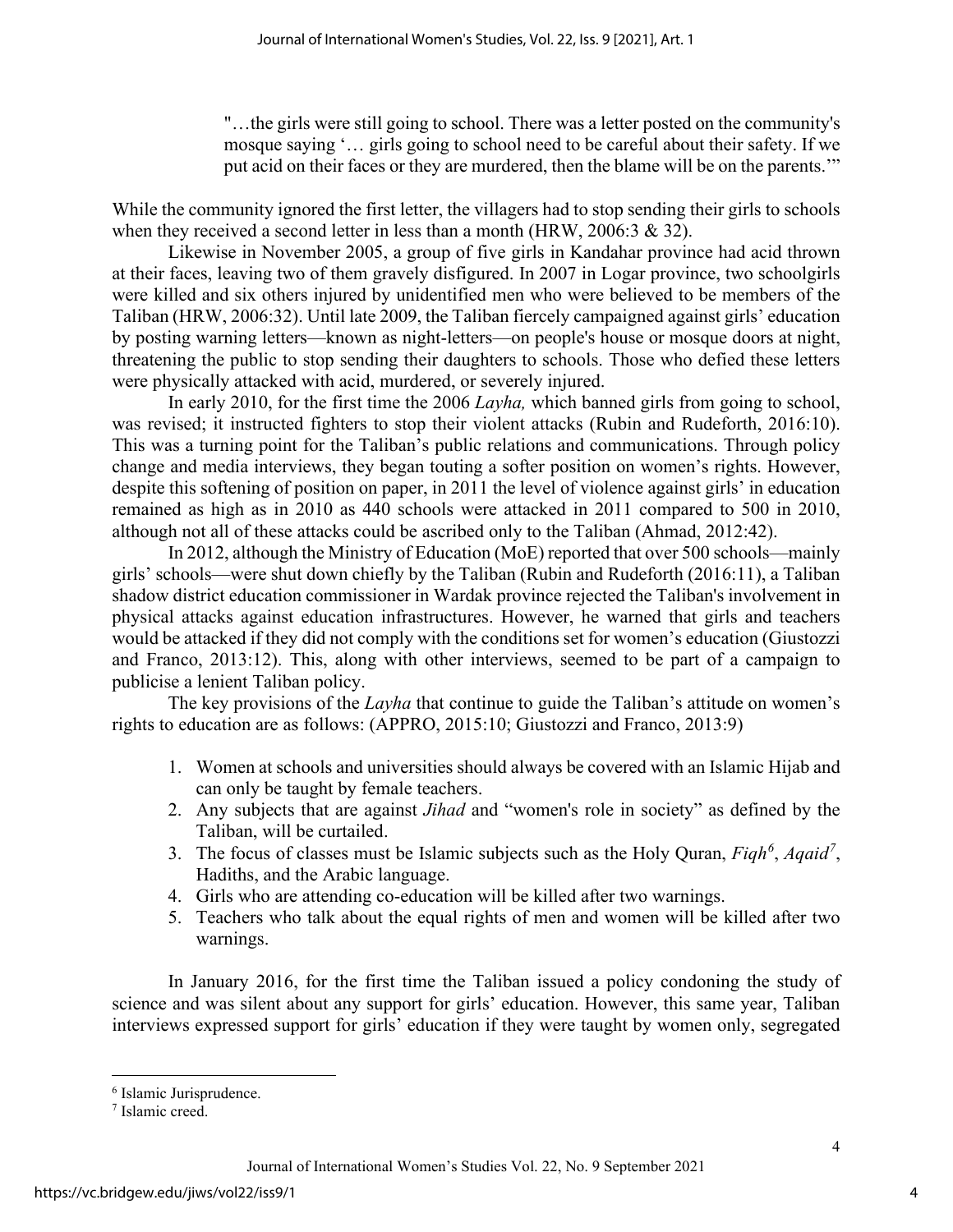> "…the girls were still going to school. There was a letter posted on the community's mosque saying '… girls going to school need to be careful about their safety. If we put acid on their faces or they are murdered, then the blame will be on the parents.'"

While the community ignored the first letter, the villagers had to stop sending their girls to schools when they received a second letter in less than a month (HRW, 2006:3 & 32).

Likewise in November 2005, a group of five girls in Kandahar province had acid thrown at their faces, leaving two of them gravely disfigured. In 2007 in Logar province, two schoolgirls were killed and six others injured by unidentified men who were believed to be members of the Taliban (HRW, 2006:32). Until late 2009, the Taliban fiercely campaigned against girls' education by posting warning letters—known as night-letters—on people's house or mosque doors at night, threatening the public to stop sending their daughters to schools. Those who defied these letters were physically attacked with acid, murdered, or severely injured.

In early 2010, for the first time the 2006 *Layha,* which banned girls from going to school, was revised; it instructed fighters to stop their violent attacks (Rubin and Rudeforth, 2016:10). This was a turning point for the Taliban's public relations and communications. Through policy change and media interviews, they began touting a softer position on women's rights. However, despite this softening of position on paper, in 2011 the level of violence against girls' in education remained as high as in 2010 as 440 schools were attacked in 2011 compared to 500 in 2010, although not all of these attacks could be ascribed only to the Taliban (Ahmad, 2012:42).

In 2012, although the Ministry of Education (MoE) reported that over 500 schools—mainly girls' schools—were shut down chiefly by the Taliban (Rubin and Rudeforth (2016:11), a Taliban shadow district education commissioner in Wardak province rejected the Taliban's involvement in physical attacks against education infrastructures. However, he warned that girls and teachers would be attacked if they did not comply with the conditions set for women's education (Giustozzi and Franco, 2013:12). This, along with other interviews, seemed to be part of a campaign to publicise a lenient Taliban policy.

The key provisions of the *Layha* that continue to guide the Taliban's attitude on women's rights to education are as follows: (APPRO, 2015:10; Giustozzi and Franco, 2013:9)

1. Women at schools and universities should always be covered with an Islamic Hijab and can only be taught by female teachers.
2. Any subjects that are against *Jihad* and "women's role in society" as defined by the Taliban, will be curtailed.
3. The focus of classes must be Islamic subjects such as the Holy Quran, *Fiqh*[6], *Aqaid*[7], Hadiths, and the Arabic language.
4. Girls who are attending co-education will be killed after two warnings.
5. Teachers who talk about the equal rights of men and women will be killed after two warnings.

In January 2016, for the first time the Taliban issued a policy condoning the study of science and was silent about any support for girls' education. However, this same year, Taliban interviews expressed support for girls' education if they were taught by women only, segregated

[6] Islamic Jurisprudence.

[7] Islamic creed.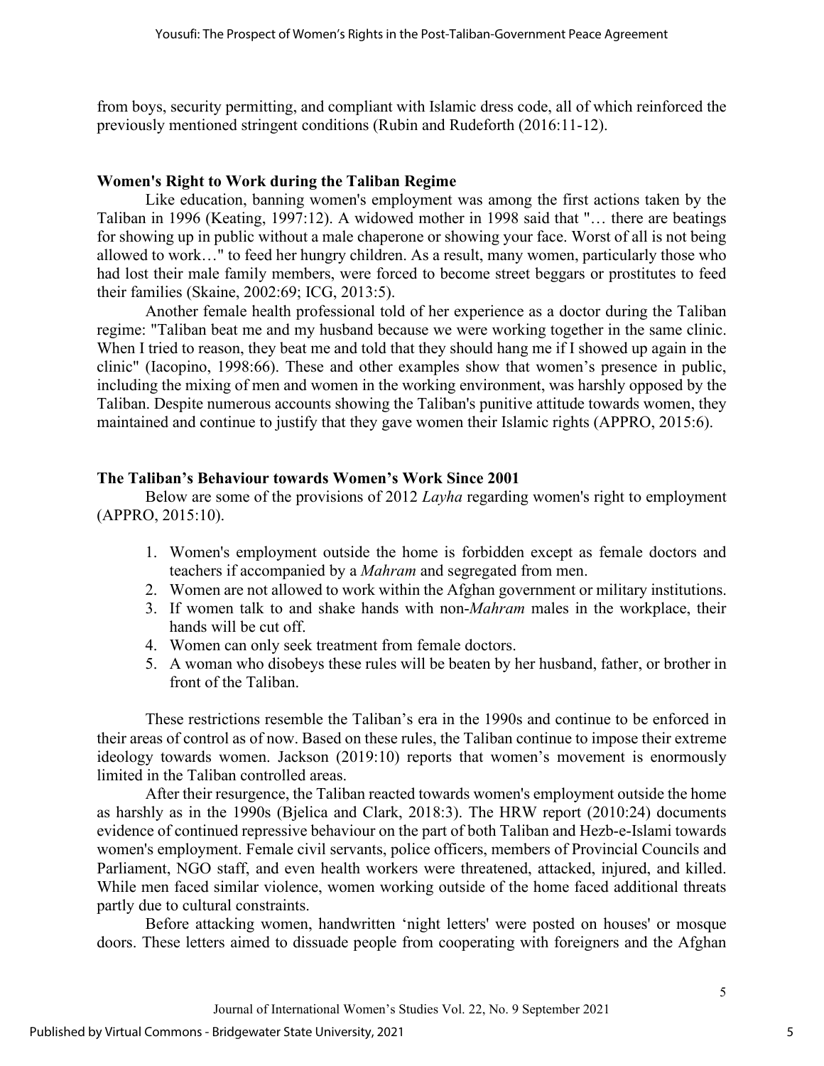from boys, security permitting, and compliant with Islamic dress code, all of which reinforced the previously mentioned stringent conditions (Rubin and Rudeforth (2016:11-12).

### Women's Right to Work during the Taliban Regime

Like education, banning women's employment was among the first actions taken by the Taliban in 1996 (Keating, 1997:12). A widowed mother in 1998 said that "… there are beatings for showing up in public without a male chaperone or showing your face. Worst of all is not being allowed to work…" to feed her hungry children. As a result, many women, particularly those who had lost their male family members, were forced to become street beggars or prostitutes to feed their families (Skaine, 2002:69; ICG, 2013:5).

Another female health professional told of her experience as a doctor during the Taliban regime: "Taliban beat me and my husband because we were working together in the same clinic. When I tried to reason, they beat me and told that they should hang me if I showed up again in the clinic" (Iacopino, 1998:66). These and other examples show that women's presence in public, including the mixing of men and women in the working environment, was harshly opposed by the Taliban. Despite numerous accounts showing the Taliban's punitive attitude towards women, they maintained and continue to justify that they gave women their Islamic rights (APPRO, 2015:6).

### The Taliban's Behaviour towards Women's Work Since 2001

Below are some of the provisions of 2012 *Layha* regarding women's right to employment (APPRO, 2015:10).

1. Women's employment outside the home is forbidden except as female doctors and teachers if accompanied by a *Mahram* and segregated from men.
2. Women are not allowed to work within the Afghan government or military institutions.
3. If women talk to and shake hands with non-*Mahram* males in the workplace, their hands will be cut off.
4. Women can only seek treatment from female doctors.
5. A woman who disobeys these rules will be beaten by her husband, father, or brother in front of the Taliban.

These restrictions resemble the Taliban's era in the 1990s and continue to be enforced in their areas of control as of now. Based on these rules, the Taliban continue to impose their extreme ideology towards women. Jackson (2019:10) reports that women's movement is enormously limited in the Taliban controlled areas.

After their resurgence, the Taliban reacted towards women's employment outside the home as harshly as in the 1990s (Bjelica and Clark, 2018:3). The HRW report (2010:24) documents evidence of continued repressive behaviour on the part of both Taliban and Hezb-e-Islami towards women's employment. Female civil servants, police officers, members of Provincial Councils and Parliament, NGO staff, and even health workers were threatened, attacked, injured, and killed. While men faced similar violence, women working outside of the home faced additional threats partly due to cultural constraints.

Before attacking women, handwritten 'night letters' were posted on houses' or mosque doors. These letters aimed to dissuade people from cooperating with foreigners and the Afghan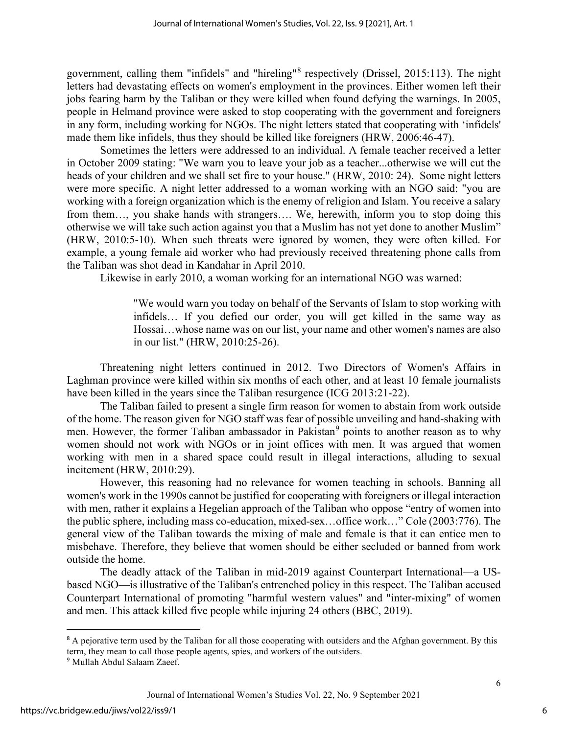government, calling them "infidels" and "hireling"[8] respectively (Drissel, 2015:113). The night letters had devastating effects on women's employment in the provinces. Either women left their jobs fearing harm by the Taliban or they were killed when found defying the warnings. In 2005, people in Helmand province were asked to stop cooperating with the government and foreigners in any form, including working for NGOs. The night letters stated that cooperating with 'infidels' made them like infidels, thus they should be killed like foreigners (HRW, 2006:46-47).

Sometimes the letters were addressed to an individual. A female teacher received a letter in October 2009 stating: "We warn you to leave your job as a teacher...otherwise we will cut the heads of your children and we shall set fire to your house." (HRW, 2010: 24). Some night letters were more specific. A night letter addressed to a woman working with an NGO said: "you are working with a foreign organization which is the enemy of religion and Islam. You receive a salary from them…, you shake hands with strangers…. We, herewith, inform you to stop doing this otherwise we will take such action against you that a Muslim has not yet done to another Muslim" (HRW, 2010:5-10). When such threats were ignored by women, they were often killed. For example, a young female aid worker who had previously received threatening phone calls from the Taliban was shot dead in Kandahar in April 2010.

Likewise in early 2010, a woman working for an international NGO was warned:

> "We would warn you today on behalf of the Servants of Islam to stop working with infidels… If you defied our order, you will get killed in the same way as Hossai…whose name was on our list, your name and other women's names are also in our list." (HRW, 2010:25-26).

Threatening night letters continued in 2012. Two Directors of Women's Affairs in Laghman province were killed within six months of each other, and at least 10 female journalists have been killed in the years since the Taliban resurgence (ICG 2013:21-22).

The Taliban failed to present a single firm reason for women to abstain from work outside of the home. The reason given for NGO staff was fear of possible unveiling and hand-shaking with men. However, the former Taliban ambassador in Pakistan[9] points to another reason as to why women should not work with NGOs or in joint offices with men. It was argued that women working with men in a shared space could result in illegal interactions, alluding to sexual incitement (HRW, 2010:29).

However, this reasoning had no relevance for women teaching in schools. Banning all women's work in the 1990s cannot be justified for cooperating with foreigners or illegal interaction with men, rather it explains a Hegelian approach of the Taliban who oppose "entry of women into the public sphere, including mass co-education, mixed-sex…office work…" Cole (2003:776). The general view of the Taliban towards the mixing of male and female is that it can entice men to misbehave. Therefore, they believe that women should be either secluded or banned from work outside the home.

The deadly attack of the Taliban in mid-2019 against Counterpart International—a US-based NGO—is illustrative of the Taliban's entrenched policy in this respect. The Taliban accused Counterpart International of promoting "harmful western values" and "inter-mixing" of women and men. This attack killed five people while injuring 24 others (BBC, 2019).

---

[8] A pejorative term used by the Taliban for all those cooperating with outsiders and the Afghan government. By this term, they mean to call those people agents, spies, and workers of the outsiders.

[9] Mullah Abdul Salaam Zaeef.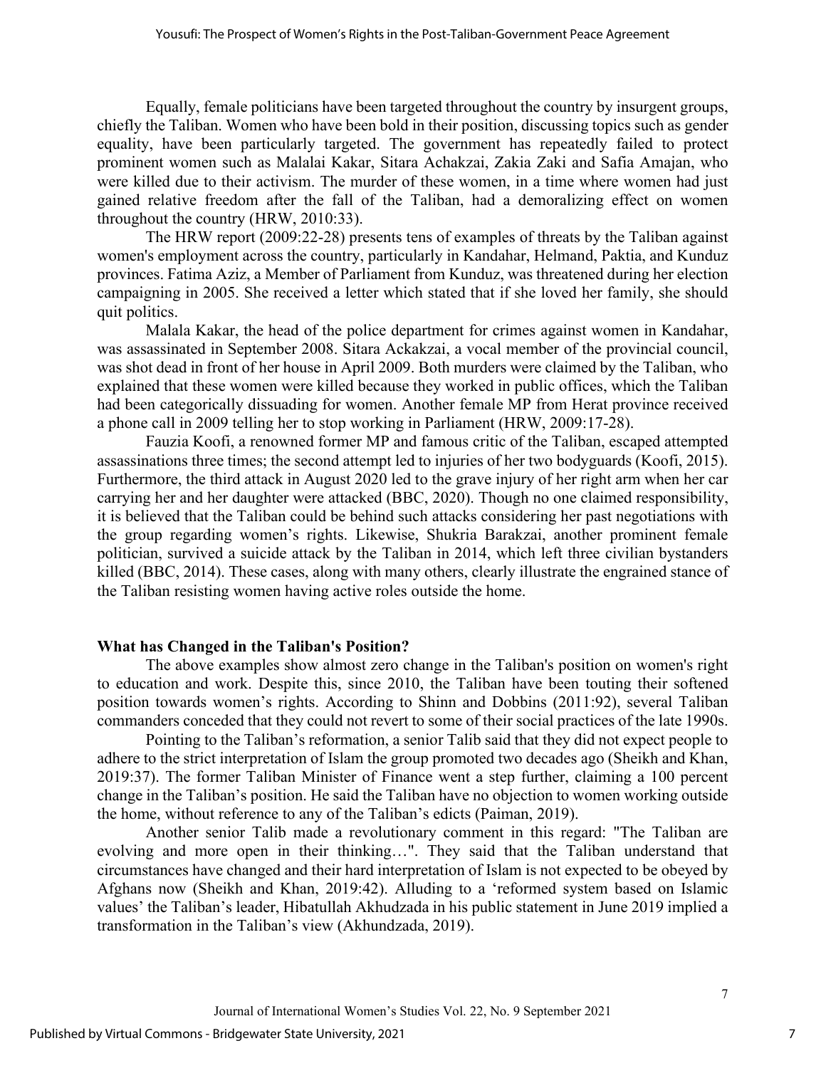Equally, female politicians have been targeted throughout the country by insurgent groups, chiefly the Taliban. Women who have been bold in their position, discussing topics such as gender equality, have been particularly targeted. The government has repeatedly failed to protect prominent women such as Malalai Kakar, Sitara Achakzai, Zakia Zaki and Safia Amajan, who were killed due to their activism. The murder of these women, in a time where women had just gained relative freedom after the fall of the Taliban, had a demoralizing effect on women throughout the country (HRW, 2010:33).

The HRW report (2009:22-28) presents tens of examples of threats by the Taliban against women's employment across the country, particularly in Kandahar, Helmand, Paktia, and Kunduz provinces. Fatima Aziz, a Member of Parliament from Kunduz, was threatened during her election campaigning in 2005. She received a letter which stated that if she loved her family, she should quit politics.

Malala Kakar, the head of the police department for crimes against women in Kandahar, was assassinated in September 2008. Sitara Ackakzai, a vocal member of the provincial council, was shot dead in front of her house in April 2009. Both murders were claimed by the Taliban, who explained that these women were killed because they worked in public offices, which the Taliban had been categorically dissuading for women. Another female MP from Herat province received a phone call in 2009 telling her to stop working in Parliament (HRW, 2009:17-28).

Fauzia Koofi, a renowned former MP and famous critic of the Taliban, escaped attempted assassinations three times; the second attempt led to injuries of her two bodyguards (Koofi, 2015). Furthermore, the third attack in August 2020 led to the grave injury of her right arm when her car carrying her and her daughter were attacked (BBC, 2020). Though no one claimed responsibility, it is believed that the Taliban could be behind such attacks considering her past negotiations with the group regarding women's rights. Likewise, Shukria Barakzai, another prominent female politician, survived a suicide attack by the Taliban in 2014, which left three civilian bystanders killed (BBC, 2014). These cases, along with many others, clearly illustrate the engrained stance of the Taliban resisting women having active roles outside the home.

## What has Changed in the Taliban's Position?

The above examples show almost zero change in the Taliban's position on women's right to education and work. Despite this, since 2010, the Taliban have been touting their softened position towards women's rights. According to Shinn and Dobbins (2011:92), several Taliban commanders conceded that they could not revert to some of their social practices of the late 1990s.

Pointing to the Taliban's reformation, a senior Talib said that they did not expect people to adhere to the strict interpretation of Islam the group promoted two decades ago (Sheikh and Khan, 2019:37). The former Taliban Minister of Finance went a step further, claiming a 100 percent change in the Taliban's position. He said the Taliban have no objection to women working outside the home, without reference to any of the Taliban's edicts (Paiman, 2019).

Another senior Talib made a revolutionary comment in this regard: "The Taliban are evolving and more open in their thinking…". They said that the Taliban understand that circumstances have changed and their hard interpretation of Islam is not expected to be obeyed by Afghans now (Sheikh and Khan, 2019:42). Alluding to a 'reformed system based on Islamic values' the Taliban's leader, Hibatullah Akhudzada in his public statement in June 2019 implied a transformation in the Taliban's view (Akhundzada, 2019).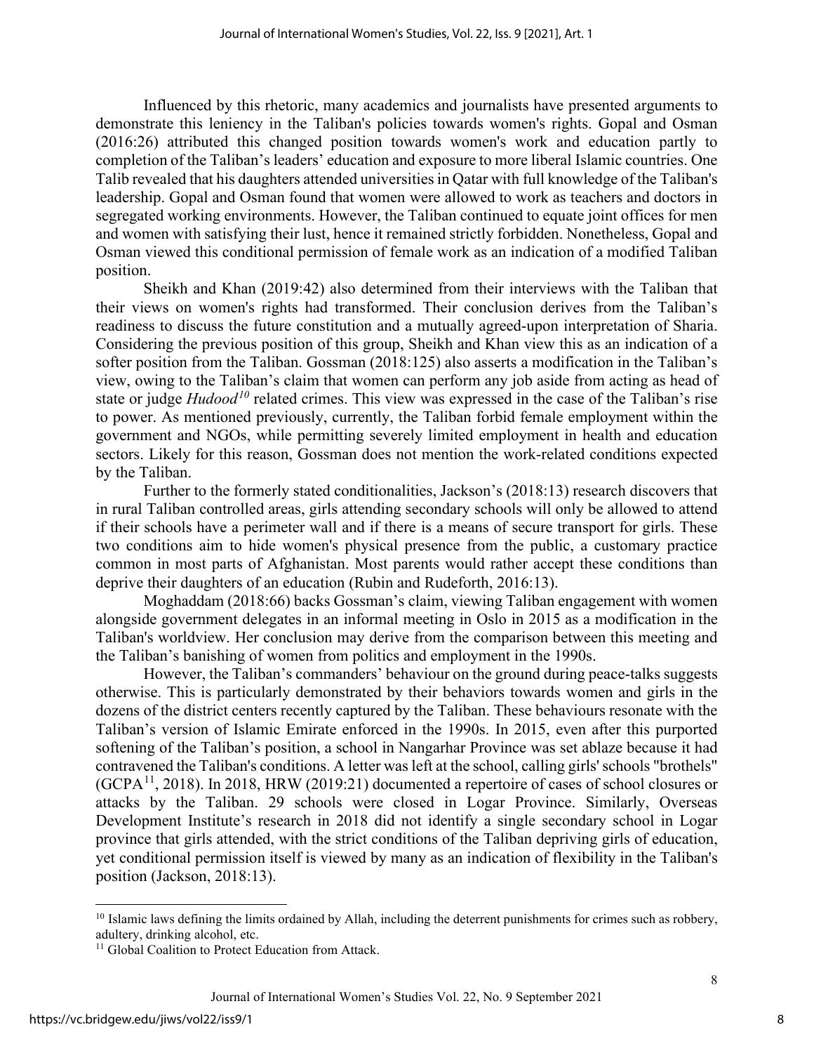Influenced by this rhetoric, many academics and journalists have presented arguments to demonstrate this leniency in the Taliban's policies towards women's rights. Gopal and Osman (2016:26) attributed this changed position towards women's work and education partly to completion of the Taliban's leaders' education and exposure to more liberal Islamic countries. One Talib revealed that his daughters attended universities in Qatar with full knowledge of the Taliban's leadership. Gopal and Osman found that women were allowed to work as teachers and doctors in segregated working environments. However, the Taliban continued to equate joint offices for men and women with satisfying their lust, hence it remained strictly forbidden. Nonetheless, Gopal and Osman viewed this conditional permission of female work as an indication of a modified Taliban position.

Sheikh and Khan (2019:42) also determined from their interviews with the Taliban that their views on women's rights had transformed. Their conclusion derives from the Taliban's readiness to discuss the future constitution and a mutually agreed-upon interpretation of Sharia. Considering the previous position of this group, Sheikh and Khan view this as an indication of a softer position from the Taliban. Gossman (2018:125) also asserts a modification in the Taliban's view, owing to the Taliban's claim that women can perform any job aside from acting as head of state or judge *Hudood*[10] related crimes. This view was expressed in the case of the Taliban's rise to power. As mentioned previously, currently, the Taliban forbid female employment within the government and NGOs, while permitting severely limited employment in health and education sectors. Likely for this reason, Gossman does not mention the work-related conditions expected by the Taliban.

Further to the formerly stated conditionalities, Jackson's (2018:13) research discovers that in rural Taliban controlled areas, girls attending secondary schools will only be allowed to attend if their schools have a perimeter wall and if there is a means of secure transport for girls. These two conditions aim to hide women's physical presence from the public, a customary practice common in most parts of Afghanistan. Most parents would rather accept these conditions than deprive their daughters of an education (Rubin and Rudeforth, 2016:13).

Moghaddam (2018:66) backs Gossman's claim, viewing Taliban engagement with women alongside government delegates in an informal meeting in Oslo in 2015 as a modification in the Taliban's worldview. Her conclusion may derive from the comparison between this meeting and the Taliban's banishing of women from politics and employment in the 1990s.

However, the Taliban's commanders' behaviour on the ground during peace-talks suggests otherwise. This is particularly demonstrated by their behaviors towards women and girls in the dozens of the district centers recently captured by the Taliban. These behaviours resonate with the Taliban's version of Islamic Emirate enforced in the 1990s. In 2015, even after this purported softening of the Taliban's position, a school in Nangarhar Province was set ablaze because it had contravened the Taliban's conditions. A letter was left at the school, calling girls' schools "brothels" (GCPA[11], 2018). In 2018, HRW (2019:21) documented a repertoire of cases of school closures or attacks by the Taliban. 29 schools were closed in Logar Province. Similarly, Overseas Development Institute's research in 2018 did not identify a single secondary school in Logar province that girls attended, with the strict conditions of the Taliban depriving girls of education, yet conditional permission itself is viewed by many as an indication of flexibility in the Taliban's position (Jackson, 2018:13).

---

[10] Islamic laws defining the limits ordained by Allah, including the deterrent punishments for crimes such as robbery, adultery, drinking alcohol, etc.

[11] Global Coalition to Protect Education from Attack.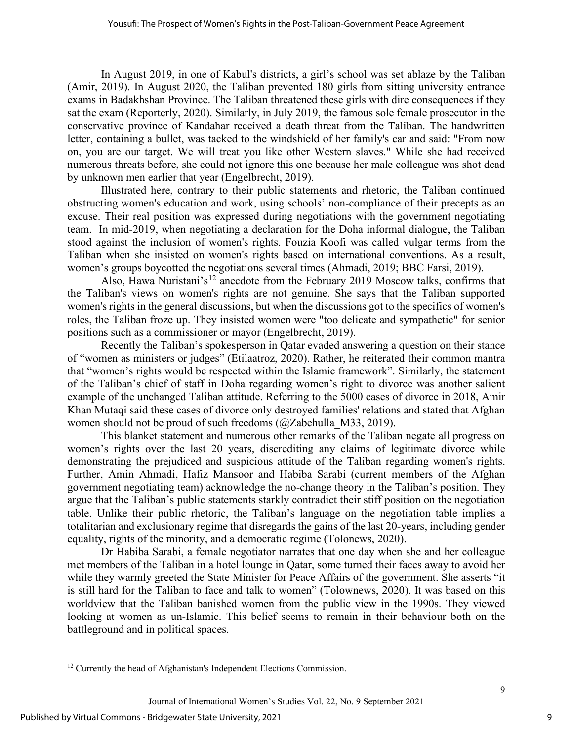In August 2019, in one of Kabul's districts, a girl's school was set ablaze by the Taliban (Amir, 2019). In August 2020, the Taliban prevented 180 girls from sitting university entrance exams in Badakhshan Province. The Taliban threatened these girls with dire consequences if they sat the exam (Reporterly, 2020). Similarly, in July 2019, the famous sole female prosecutor in the conservative province of Kandahar received a death threat from the Taliban. The handwritten letter, containing a bullet, was tacked to the windshield of her family's car and said: "From now on, you are our target. We will treat you like other Western slaves." While she had received numerous threats before, she could not ignore this one because her male colleague was shot dead by unknown men earlier that year (Engelbrecht, 2019).

Illustrated here, contrary to their public statements and rhetoric, the Taliban continued obstructing women's education and work, using schools' non-compliance of their precepts as an excuse. Their real position was expressed during negotiations with the government negotiating team. In mid-2019, when negotiating a declaration for the Doha informal dialogue, the Taliban stood against the inclusion of women's rights. Fouzia Koofi was called vulgar terms from the Taliban when she insisted on women's rights based on international conventions. As a result, women's groups boycotted the negotiations several times (Ahmadi, 2019; BBC Farsi, 2019).

Also, Hawa Nuristani's[12] anecdote from the February 2019 Moscow talks, confirms that the Taliban's views on women's rights are not genuine. She says that the Taliban supported women's rights in the general discussions, but when the discussions got to the specifics of women's roles, the Taliban froze up. They insisted women were "too delicate and sympathetic" for senior positions such as a commissioner or mayor (Engelbrecht, 2019).

Recently the Taliban's spokesperson in Qatar evaded answering a question on their stance of "women as ministers or judges" (Etilaatroz, 2020). Rather, he reiterated their common mantra that "women's rights would be respected within the Islamic framework". Similarly, the statement of the Taliban's chief of staff in Doha regarding women's right to divorce was another salient example of the unchanged Taliban attitude. Referring to the 5000 cases of divorce in 2018, Amir Khan Mutaqi said these cases of divorce only destroyed families' relations and stated that Afghan women should not be proud of such freedoms (@Zabehulla_M33, 2019).

This blanket statement and numerous other remarks of the Taliban negate all progress on women's rights over the last 20 years, discrediting any claims of legitimate divorce while demonstrating the prejudiced and suspicious attitude of the Taliban regarding women's rights. Further, Amin Ahmadi, Hafiz Mansoor and Habiba Sarabi (current members of the Afghan government negotiating team) acknowledge the no-change theory in the Taliban's position. They argue that the Taliban's public statements starkly contradict their stiff position on the negotiation table. Unlike their public rhetoric, the Taliban's language on the negotiation table implies a totalitarian and exclusionary regime that disregards the gains of the last 20-years, including gender equality, rights of the minority, and a democratic regime (Tolonews, 2020).

Dr Habiba Sarabi, a female negotiator narrates that one day when she and her colleague met members of the Taliban in a hotel lounge in Qatar, some turned their faces away to avoid her while they warmly greeted the State Minister for Peace Affairs of the government. She asserts "it is still hard for the Taliban to face and talk to women" (Townews, 2020). It was based on this worldview that the Taliban banished women from the public view in the 1990s. They viewed looking at women as un-Islamic. This belief seems to remain in their behaviour both on the battleground and in political spaces.

---

[12] Currently the head of Afghanistan's Independent Elections Commission.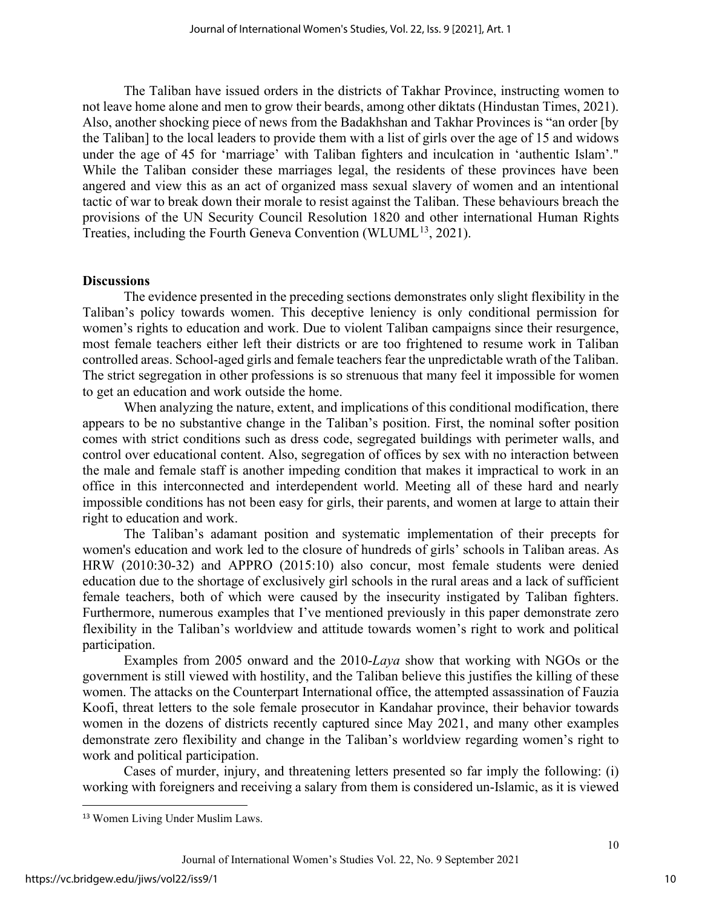The Taliban have issued orders in the districts of Takhar Province, instructing women to not leave home alone and men to grow their beards, among other diktats (Hindustan Times, 2021). Also, another shocking piece of news from the Badakhshan and Takhar Provinces is "an order [by the Taliban] to the local leaders to provide them with a list of girls over the age of 15 and widows under the age of 45 for 'marriage' with Taliban fighters and inculcation in 'authentic Islam'." While the Taliban consider these marriages legal, the residents of these provinces have been angered and view this as an act of organized mass sexual slavery of women and an intentional tactic of war to break down their morale to resist against the Taliban. These behaviours breach the provisions of the UN Security Council Resolution 1820 and other international Human Rights Treaties, including the Fourth Geneva Convention (WLUML[13], 2021).

**Discussions**

The evidence presented in the preceding sections demonstrates only slight flexibility in the Taliban's policy towards women. This deceptive leniency is only conditional permission for women's rights to education and work. Due to violent Taliban campaigns since their resurgence, most female teachers either left their districts or are too frightened to resume work in Taliban controlled areas. School-aged girls and female teachers fear the unpredictable wrath of the Taliban. The strict segregation in other professions is so strenuous that many feel it impossible for women to get an education and work outside the home.

When analyzing the nature, extent, and implications of this conditional modification, there appears to be no substantive change in the Taliban's position. First, the nominal softer position comes with strict conditions such as dress code, segregated buildings with perimeter walls, and control over educational content. Also, segregation of offices by sex with no interaction between the male and female staff is another impeding condition that makes it impractical to work in an office in this interconnected and interdependent world. Meeting all of these hard and nearly impossible conditions has not been easy for girls, their parents, and women at large to attain their right to education and work.

The Taliban's adamant position and systematic implementation of their precepts for women's education and work led to the closure of hundreds of girls' schools in Taliban areas. As HRW (2010:30-32) and APPRO (2015:10) also concur, most female students were denied education due to the shortage of exclusively girl schools in the rural areas and a lack of sufficient female teachers, both of which were caused by the insecurity instigated by Taliban fighters. Furthermore, numerous examples that I've mentioned previously in this paper demonstrate zero flexibility in the Taliban's worldview and attitude towards women's right to work and political participation.

Examples from 2005 onward and the 2010-*Laya* show that working with NGOs or the government is still viewed with hostility, and the Taliban believe this justifies the killing of these women. The attacks on the Counterpart International office, the attempted assassination of Fauzia Koofi, threat letters to the sole female prosecutor in Kandahar province, their behavior towards women in the dozens of districts recently captured since May 2021, and many other examples demonstrate zero flexibility and change in the Taliban's worldview regarding women's right to work and political participation.

Cases of murder, injury, and threatening letters presented so far imply the following: (i) working with foreigners and receiving a salary from them is considered un-Islamic, as it is viewed

[13] Women Living Under Muslim Laws.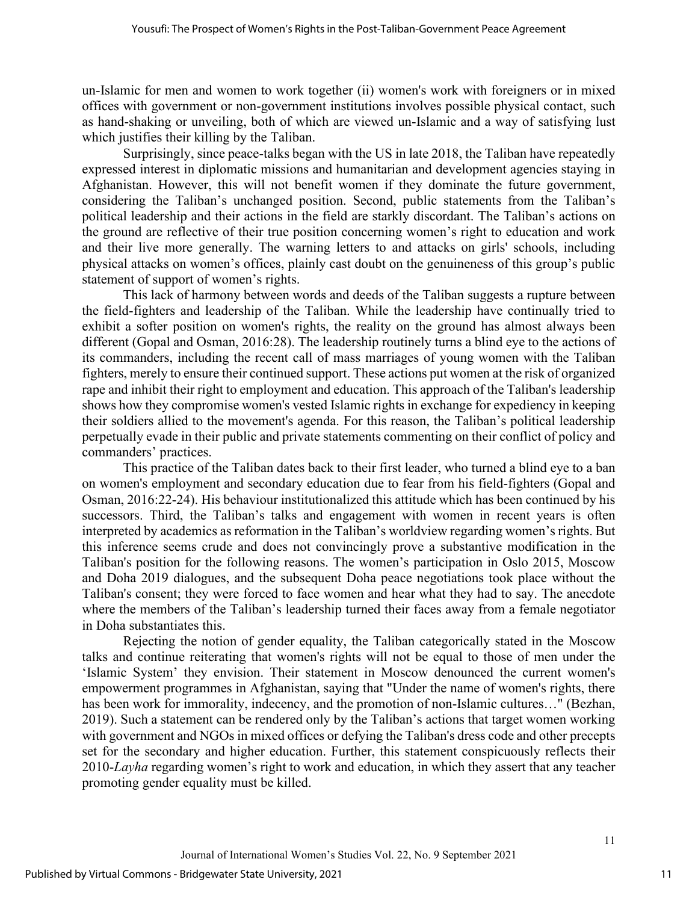un-Islamic for men and women to work together (ii) women's work with foreigners or in mixed offices with government or non-government institutions involves possible physical contact, such as hand-shaking or unveiling, both of which are viewed un-Islamic and a way of satisfying lust which justifies their killing by the Taliban.

Surprisingly, since peace-talks began with the US in late 2018, the Taliban have repeatedly expressed interest in diplomatic missions and humanitarian and development agencies staying in Afghanistan. However, this will not benefit women if they dominate the future government, considering the Taliban's unchanged position. Second, public statements from the Taliban's political leadership and their actions in the field are starkly discordant. The Taliban's actions on the ground are reflective of their true position concerning women's right to education and work and their live more generally. The warning letters to and attacks on girls' schools, including physical attacks on women's offices, plainly cast doubt on the genuineness of this group's public statement of support of women's rights.

This lack of harmony between words and deeds of the Taliban suggests a rupture between the field-fighters and leadership of the Taliban. While the leadership have continually tried to exhibit a softer position on women's rights, the reality on the ground has almost always been different (Gopal and Osman, 2016:28). The leadership routinely turns a blind eye to the actions of its commanders, including the recent call of mass marriages of young women with the Taliban fighters, merely to ensure their continued support. These actions put women at the risk of organized rape and inhibit their right to employment and education. This approach of the Taliban's leadership shows how they compromise women's vested Islamic rights in exchange for expediency in keeping their soldiers allied to the movement's agenda. For this reason, the Taliban's political leadership perpetually evade in their public and private statements commenting on their conflict of policy and commanders' practices.

This practice of the Taliban dates back to their first leader, who turned a blind eye to a ban on women's employment and secondary education due to fear from his field-fighters (Gopal and Osman, 2016:22-24). His behaviour institutionalized this attitude which has been continued by his successors. Third, the Taliban's talks and engagement with women in recent years is often interpreted by academics as reformation in the Taliban's worldview regarding women's rights. But this inference seems crude and does not convincingly prove a substantive modification in the Taliban's position for the following reasons. The women's participation in Oslo 2015, Moscow and Doha 2019 dialogues, and the subsequent Doha peace negotiations took place without the Taliban's consent; they were forced to face women and hear what they had to say. The anecdote where the members of the Taliban's leadership turned their faces away from a female negotiator in Doha substantiates this.

Rejecting the notion of gender equality, the Taliban categorically stated in the Moscow talks and continue reiterating that women's rights will not be equal to those of men under the 'Islamic System' they envision. Their statement in Moscow denounced the current women's empowerment programmes in Afghanistan, saying that "Under the name of women's rights, there has been work for immorality, indecency, and the promotion of non-Islamic cultures…" (Bezhan, 2019). Such a statement can be rendered only by the Taliban's actions that target women working with government and NGOs in mixed offices or defying the Taliban's dress code and other precepts set for the secondary and higher education. Further, this statement conspicuously reflects their 2010-*Layha* regarding women's right to work and education, in which they assert that any teacher promoting gender equality must be killed.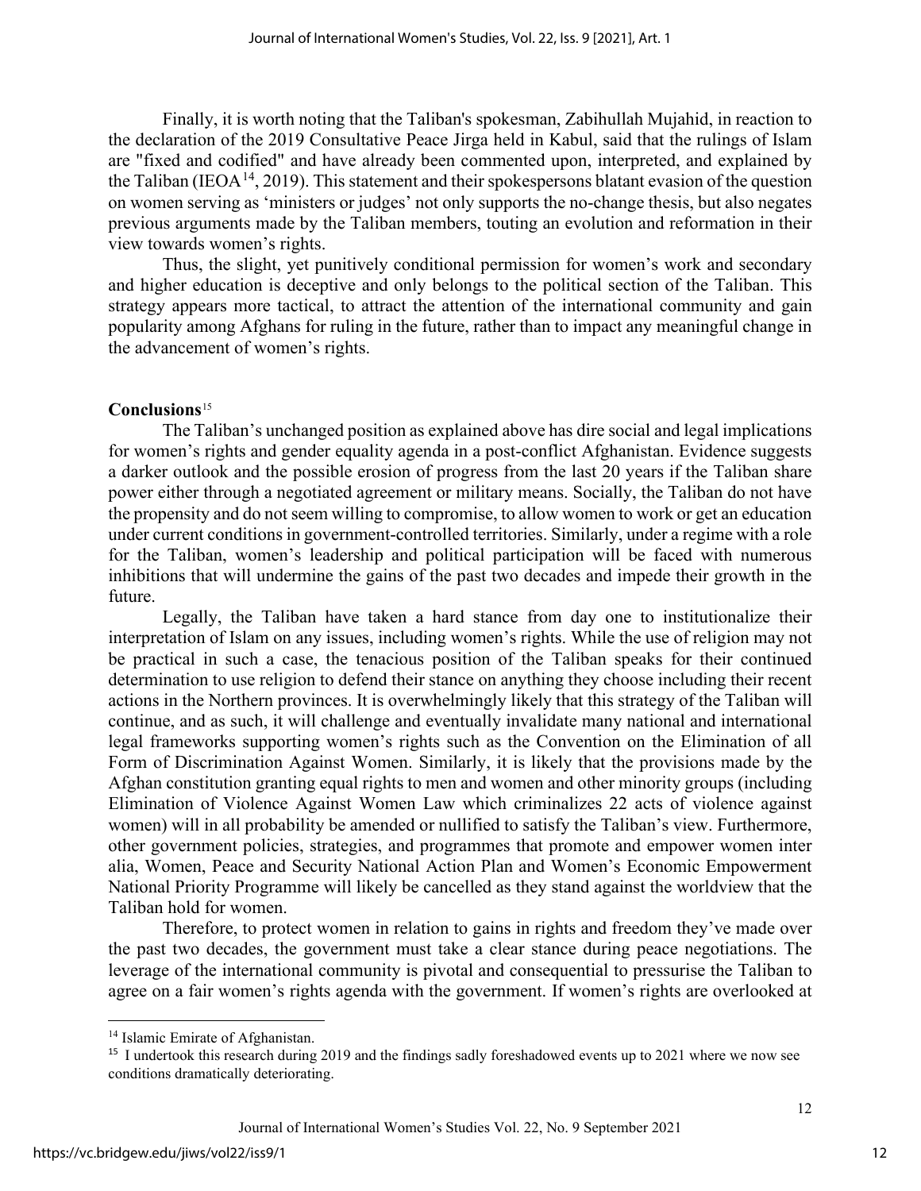Finally, it is worth noting that the Taliban's spokesman, Zabihullah Mujahid, in reaction to the declaration of the 2019 Consultative Peace Jirga held in Kabul, said that the rulings of Islam are "fixed and codified" and have already been commented upon, interpreted, and explained by the Taliban (IEOA[14], 2019). This statement and their spokespersons blatant evasion of the question on women serving as 'ministers or judges' not only supports the no-change thesis, but also negates previous arguments made by the Taliban members, touting an evolution and reformation in their view towards women's rights.

Thus, the slight, yet punitively conditional permission for women's work and secondary and higher education is deceptive and only belongs to the political section of the Taliban. This strategy appears more tactical, to attract the attention of the international community and gain popularity among Afghans for ruling in the future, rather than to impact any meaningful change in the advancement of women's rights.

## Conclusions[15]

The Taliban's unchanged position as explained above has dire social and legal implications for women's rights and gender equality agenda in a post-conflict Afghanistan. Evidence suggests a darker outlook and the possible erosion of progress from the last 20 years if the Taliban share power either through a negotiated agreement or military means. Socially, the Taliban do not have the propensity and do not seem willing to compromise, to allow women to work or get an education under current conditions in government-controlled territories. Similarly, under a regime with a role for the Taliban, women's leadership and political participation will be faced with numerous inhibitions that will undermine the gains of the past two decades and impede their growth in the future.

Legally, the Taliban have taken a hard stance from day one to institutionalize their interpretation of Islam on any issues, including women's rights. While the use of religion may not be practical in such a case, the tenacious position of the Taliban speaks for their continued determination to use religion to defend their stance on anything they choose including their recent actions in the Northern provinces. It is overwhelmingly likely that this strategy of the Taliban will continue, and as such, it will challenge and eventually invalidate many national and international legal frameworks supporting women's rights such as the Convention on the Elimination of all Form of Discrimination Against Women. Similarly, it is likely that the provisions made by the Afghan constitution granting equal rights to men and women and other minority groups (including Elimination of Violence Against Women Law which criminalizes 22 acts of violence against women) will in all probability be amended or nullified to satisfy the Taliban's view. Furthermore, other government policies, strategies, and programmes that promote and empower women inter alia, Women, Peace and Security National Action Plan and Women's Economic Empowerment National Priority Programme will likely be cancelled as they stand against the worldview that the Taliban hold for women.

Therefore, to protect women in relation to gains in rights and freedom they've made over the past two decades, the government must take a clear stance during peace negotiations. The leverage of the international community is pivotal and consequential to pressurise the Taliban to agree on a fair women's rights agenda with the government. If women's rights are overlooked at

---

[14] Islamic Emirate of Afghanistan.

[15] I undertook this research during 2019 and the findings sadly foreshadowed events up to 2021 where we now see conditions dramatically deteriorating.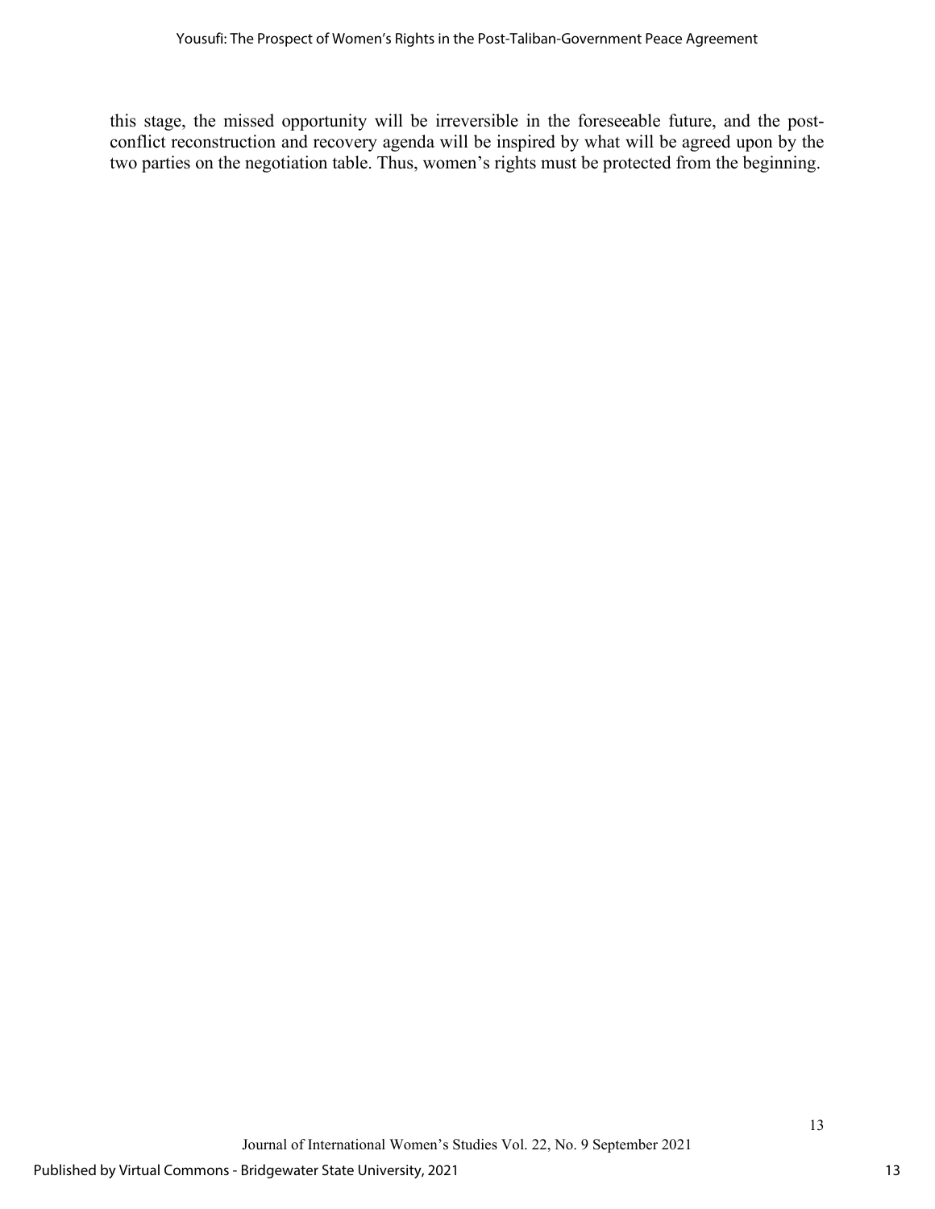this stage, the missed opportunity will be irreversible in the foreseeable future, and the post-conflict reconstruction and recovery agenda will be inspired by what will be agreed upon by the two parties on the negotiation table. Thus, women's rights must be protected from the beginning.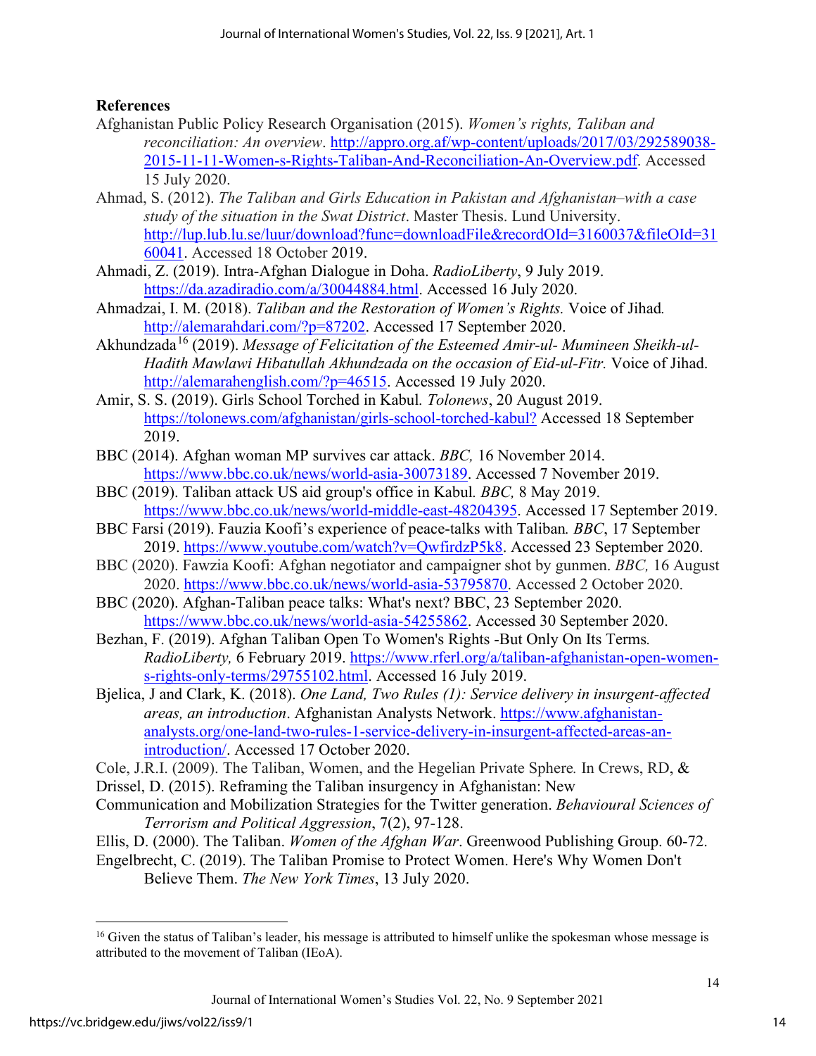**References**

Afghanistan Public Policy Research Organisation (2015). *Women's rights, Taliban and reconciliation: An overview*. http://appro.org.af/wp-content/uploads/2017/03/292589038-2015-11-11-Women-s-Rights-Taliban-And-Reconciliation-An-Overview.pdf. Accessed 15 July 2020.

Ahmad, S. (2012). *The Taliban and Girls Education in Pakistan and Afghanistan–with a case study of the situation in the Swat District*. Master Thesis. Lund University. http://lup.lub.lu.se/luur/download?func=downloadFile&recordOId=3160037&fileOId=3160041. Accessed 18 October 2019.

Ahmadi, Z. (2019). Intra-Afghan Dialogue in Doha. *RadioLiberty*, 9 July 2019. https://da.azadiradio.com/a/30044884.html. Accessed 16 July 2020.

Ahmadzai, I. M. (2018). *Taliban and the Restoration of Women's Rights.* Voice of Jihad*.* http://alemarahdari.com/?p=87202. Accessed 17 September 2020.

Akhundzada[16] (2019). *Message of Felicitation of the Esteemed Amir-ul- Mumineen Sheikh-ul-Hadith Mawlawi Hibatullah Akhundzada on the occasion of Eid-ul-Fitr.* Voice of Jihad. http://alemarahenglish.com/?p=46515. Accessed 19 July 2020.

Amir, S. S. (2019). Girls School Torched in Kabul*. Tolonews*, 20 August 2019. https://tolonews.com/afghanistan/girls-school-torched-kabul? Accessed 18 September 2019.

BBC (2014). Afghan woman MP survives car attack. *BBC,* 16 November 2014. https://www.bbc.co.uk/news/world-asia-30073189. Accessed 7 November 2019.

BBC (2019). Taliban attack US aid group's office in Kabul*. BBC,* 8 May 2019. https://www.bbc.co.uk/news/world-middle-east-48204395. Accessed 17 September 2019.

BBC Farsi (2019). Fauzia Koofi's experience of peace-talks with Taliban*. BBC*, 17 September 2019. https://www.youtube.com/watch?v=QwfirdzP5k8. Accessed 23 September 2020.

BBC (2020). Fawzia Koofi: Afghan negotiator and campaigner shot by gunmen. *BBC,* 16 August 2020. https://www.bbc.co.uk/news/world-asia-53795870. Accessed 2 October 2020.

BBC (2020). Afghan-Taliban peace talks: What's next? BBC, 23 September 2020. https://www.bbc.co.uk/news/world-asia-54255862. Accessed 30 September 2020.

Bezhan, F. (2019). Afghan Taliban Open To Women's Rights -But Only On Its Terms*. RadioLiberty,* 6 February 2019. https://www.rferl.org/a/taliban-afghanistan-open-women-s-rights-only-terms/29755102.html. Accessed 16 July 2019.

Bjelica, J and Clark, K. (2018). *One Land, Two Rules (1): Service delivery in insurgent-affected areas, an introduction*. Afghanistan Analysts Network. https://www.afghanistan-analysts.org/one-land-two-rules-1-service-delivery-in-insurgent-affected-areas-an-introduction/. Accessed 17 October 2020.

Cole, J.R.I. (2009). The Taliban, Women, and the Hegelian Private Sphere*.* In Crews, RD, &

Drissel, D. (2015). Reframing the Taliban insurgency in Afghanistan: New Communication and Mobilization Strategies for the Twitter generation. *Behavioural Sciences of Terrorism and Political Aggression*, 7(2), 97-128.

Ellis, D. (2000). The Taliban. *Women of the Afghan War*. Greenwood Publishing Group. 60-72.

Engelbrecht, C. (2019). The Taliban Promise to Protect Women. Here's Why Women Don't Believe Them. *The New York Times*, 13 July 2020.

---

[16] Given the status of Taliban's leader, his message is attributed to himself unlike the spokesman whose message is attributed to the movement of Taliban (IEoA).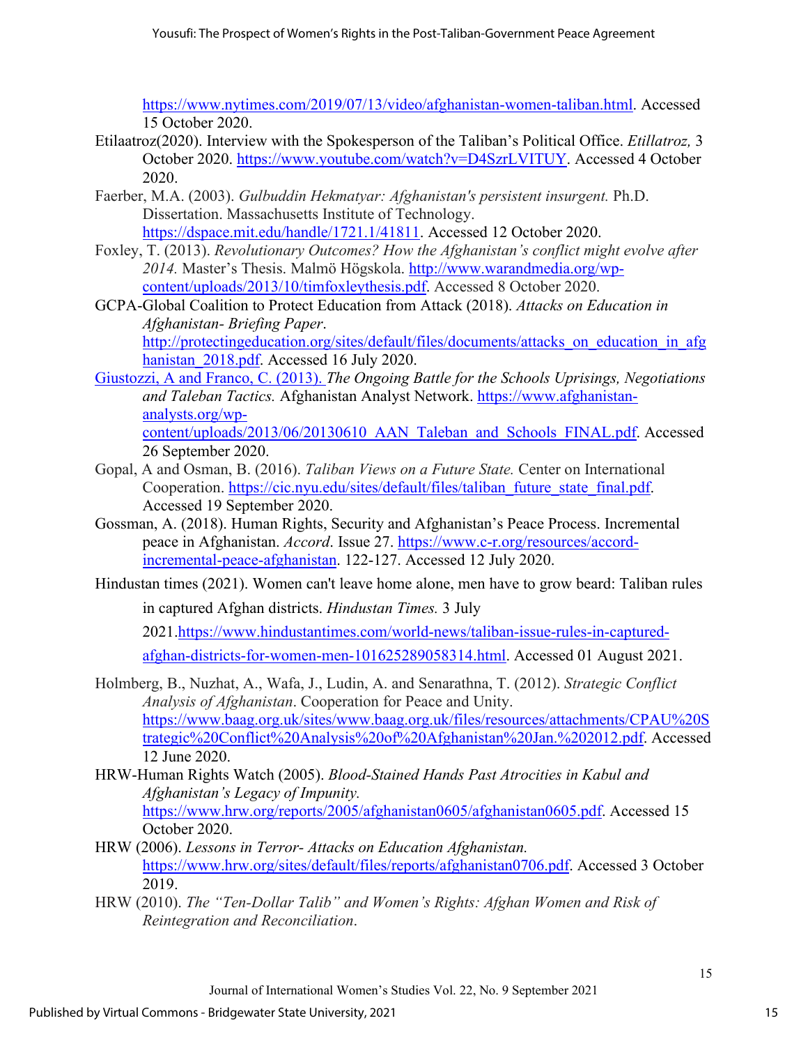https://www.nytimes.com/2019/07/13/video/afghanistan-women-taliban.html. Accessed 15 October 2020.

Etilaatroz(2020). Interview with the Spokesperson of the Taliban's Political Office. *Etillatroz,* 3 October 2020. https://www.youtube.com/watch?v=D4SzrLVITUY. Accessed 4 October 2020.

Faerber, M.A. (2003). *Gulbuddin Hekmatyar: Afghanistan's persistent insurgent.* Ph.D. Dissertation. Massachusetts Institute of Technology. https://dspace.mit.edu/handle/1721.1/41811. Accessed 12 October 2020.

Foxley, T. (2013). *Revolutionary Outcomes? How the Afghanistan's conflict might evolve after 2014.* Master's Thesis. Malmö Högskola. http://www.warandmedia.org/wp-content/uploads/2013/10/timfoxleythesis.pdf. Accessed 8 October 2020.

GCPA-Global Coalition to Protect Education from Attack (2018). *Attacks on Education in Afghanistan- Briefing Paper*. http://protectingeducation.org/sites/default/files/documents/attacks_on_education_in_afghanistan_2018.pdf. Accessed 16 July 2020.

Giustozzi, A and Franco, C. (2013). *The Ongoing Battle for the Schools Uprisings, Negotiations and Taleban Tactics.* Afghanistan Analyst Network. https://www.afghanistan-analysts.org/wp-content/uploads/2013/06/20130610_AAN_Taleban_and_Schools_FINAL.pdf. Accessed 26 September 2020.

Gopal, A and Osman, B. (2016). *Taliban Views on a Future State.* Center on International Cooperation. https://cic.nyu.edu/sites/default/files/taliban_future_state_final.pdf. Accessed 19 September 2020.

Gossman, A. (2018). Human Rights, Security and Afghanistan's Peace Process. Incremental peace in Afghanistan. *Accord*. Issue 27. https://www.c-r.org/resources/accord-incremental-peace-afghanistan. 122-127. Accessed 12 July 2020.

Hindustan times (2021). Women can't leave home alone, men have to grow beard: Taliban rules in captured Afghan districts. *Hindustan Times.* 3 July 2021.https://www.hindustantimes.com/world-news/taliban-issue-rules-in-captured-afghan-districts-for-women-men-101625289058314.html. Accessed 01 August 2021.

Holmberg, B., Nuzhat, A., Wafa, J., Ludin, A. and Senarathna, T. (2012). *Strategic Conflict Analysis of Afghanistan*. Cooperation for Peace and Unity. https://www.baag.org.uk/sites/www.baag.org.uk/files/resources/attachments/CPAU%20Strategic%20Conflict%20Analysis%20of%20Afghanistan%20Jan.%202012.pdf. Accessed 12 June 2020.

HRW-Human Rights Watch (2005). *Blood-Stained Hands Past Atrocities in Kabul and Afghanistan's Legacy of Impunity.* https://www.hrw.org/reports/2005/afghanistan0605/afghanistan0605.pdf. Accessed 15 October 2020.

HRW (2006). *Lessons in Terror- Attacks on Education Afghanistan.* https://www.hrw.org/sites/default/files/reports/afghanistan0706.pdf. Accessed 3 October 2019.

HRW (2010). *The "Ten-Dollar Talib" and Women's Rights: Afghan Women and Risk of Reintegration and Reconciliation*.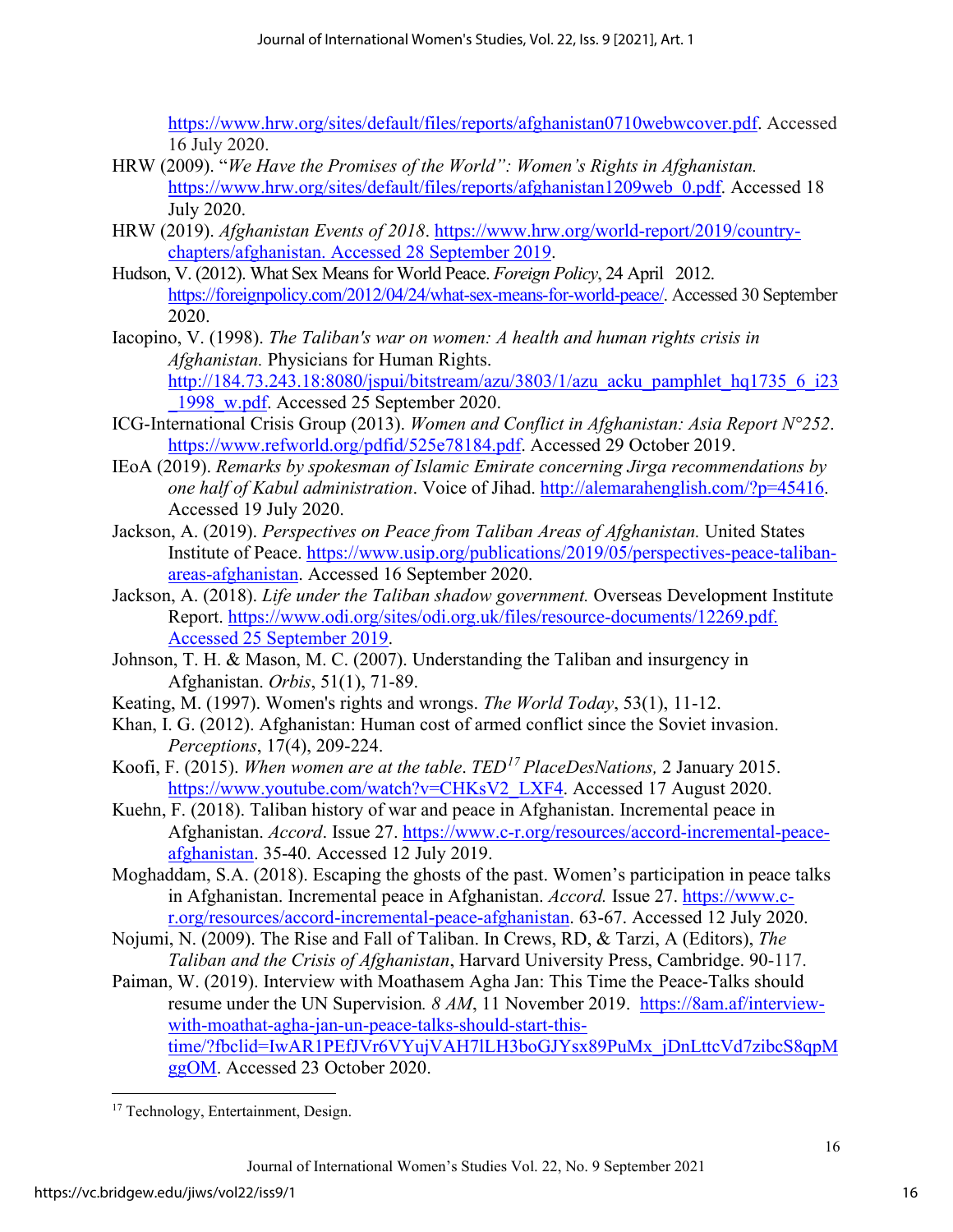https://www.hrw.org/sites/default/files/reports/afghanistan0710webwcover.pdf. Accessed 16 July 2020.

HRW (2009). "*We Have the Promises of the World": Women's Rights in Afghanistan.* https://www.hrw.org/sites/default/files/reports/afghanistan1209web_0.pdf. Accessed 18 July 2020.

HRW (2019). *Afghanistan Events of 2018*. https://www.hrw.org/world-report/2019/country-chapters/afghanistan. Accessed 28 September 2019.

Hudson, V. (2012). What Sex Means for World Peace. *Foreign Policy*, 24 April 2012. https://foreignpolicy.com/2012/04/24/what-sex-means-for-world-peace/. Accessed 30 September 2020.

Iacopino, V. (1998). *The Taliban's war on women: A health and human rights crisis in Afghanistan.* Physicians for Human Rights. http://184.73.243.18:8080/jspui/bitstream/azu/3803/1/azu_acku_pamphlet_hq1735_6_i23_1998_w.pdf. Accessed 25 September 2020.

ICG-International Crisis Group (2013). *Women and Conflict in Afghanistan: Asia Report N°252*. https://www.refworld.org/pdfid/525e78184.pdf. Accessed 29 October 2019.

IEoA (2019). *Remarks by spokesman of Islamic Emirate concerning Jirga recommendations by one half of Kabul administration*. Voice of Jihad. http://alemarahenglish.com/?p=45416. Accessed 19 July 2020.

Jackson, A. (2019). *Perspectives on Peace from Taliban Areas of Afghanistan.* United States Institute of Peace. https://www.usip.org/publications/2019/05/perspectives-peace-taliban-areas-afghanistan. Accessed 16 September 2020.

Jackson, A. (2018). *Life under the Taliban shadow government.* Overseas Development Institute Report. https://www.odi.org/sites/odi.org.uk/files/resource-documents/12269.pdf. Accessed 25 September 2019.

Johnson, T. H. & Mason, M. C. (2007). Understanding the Taliban and insurgency in Afghanistan. *Orbis*, 51(1), 71-89.

Keating, M. (1997). Women's rights and wrongs. *The World Today*, 53(1), 11-12.

Khan, I. G. (2012). Afghanistan: Human cost of armed conflict since the Soviet invasion. *Perceptions*, 17(4), 209-224.

Koofi, F. (2015). *When women are at the table*. *TED[17] PlaceDesNations,* 2 January 2015. https://www.youtube.com/watch?v=CHKsV2_LXF4. Accessed 17 August 2020.

Kuehn, F. (2018). Taliban history of war and peace in Afghanistan. Incremental peace in Afghanistan. *Accord*. Issue 27. https://www.c-r.org/resources/accord-incremental-peace-afghanistan. 35-40. Accessed 12 July 2019.

Moghaddam, S.A. (2018). Escaping the ghosts of the past. Women's participation in peace talks in Afghanistan. Incremental peace in Afghanistan. *Accord.* Issue 27. https://www.c-r.org/resources/accord-incremental-peace-afghanistan. 63-67. Accessed 12 July 2020.

Nojumi, N. (2009). The Rise and Fall of Taliban. In Crews, RD, & Tarzi, A (Editors), *The Taliban and the Crisis of Afghanistan*, Harvard University Press, Cambridge. 90-117.

Paiman, W. (2019). Interview with Moathasem Agha Jan: This Time the Peace-Talks should resume under the UN Supervision*. 8 AM*, 11 November 2019. https://8am.af/interview-with-moathat-agha-jan-un-peace-talks-should-start-this-time/?fbclid=IwAR1PEfJVr6VYujVAH7lLH3boGJYsx89PuMx_jDnLttcVd7zibcS8qpMggOM. Accessed 23 October 2020.

---

[17] Technology, Entertainment, Design.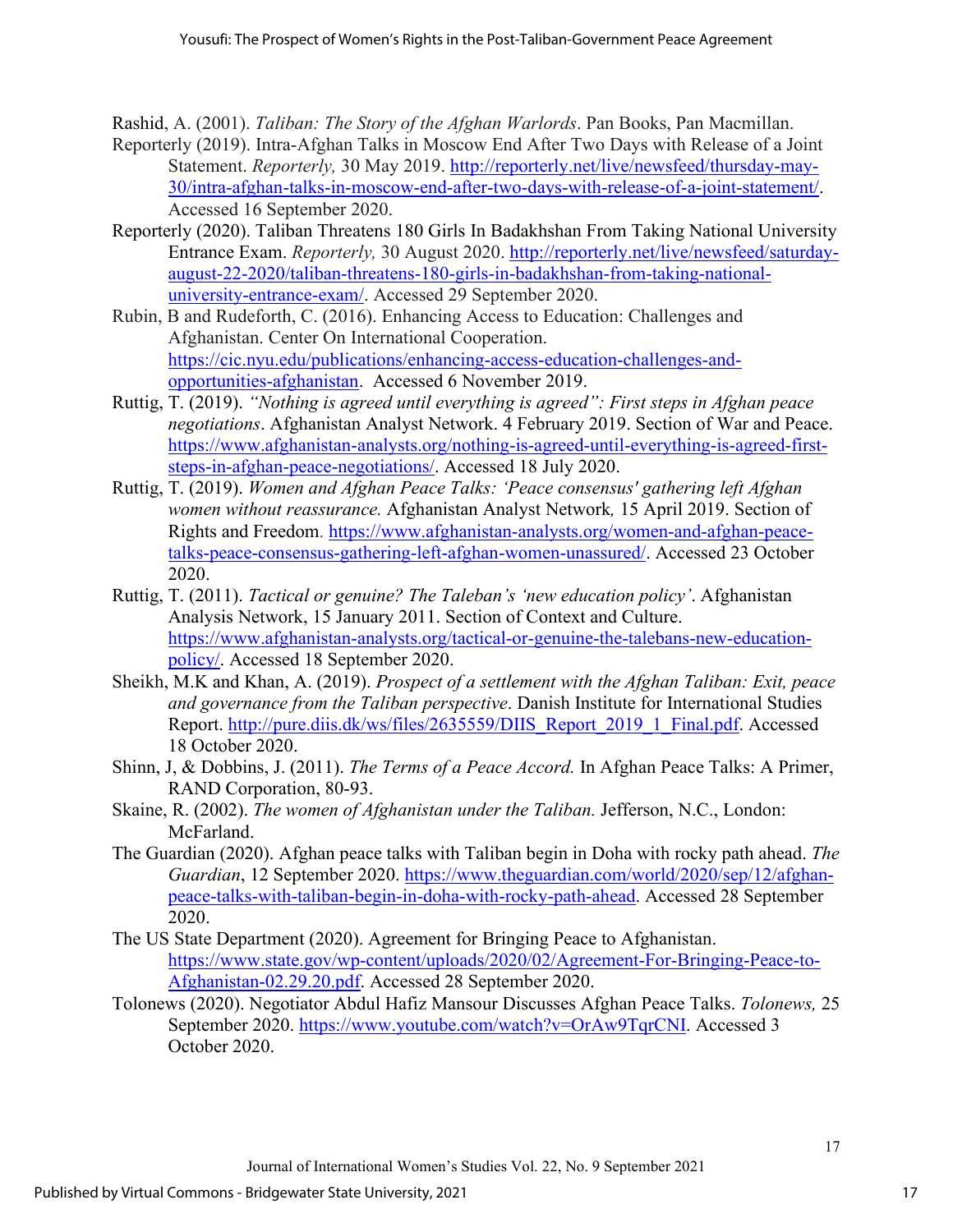Rashid, A. (2001). *Taliban: The Story of the Afghan Warlords*. Pan Books, Pan Macmillan.

Reporterly (2019). Intra-Afghan Talks in Moscow End After Two Days with Release of a Joint Statement. *Reporterly,* 30 May 2019. http://reporterly.net/live/newsfeed/thursday-may-30/intra-afghan-talks-in-moscow-end-after-two-days-with-release-of-a-joint-statement/. Accessed 16 September 2020.

Reporterly (2020). Taliban Threatens 180 Girls In Badakhshan From Taking National University Entrance Exam. *Reporterly,* 30 August 2020. http://reporterly.net/live/newsfeed/saturday-august-22-2020/taliban-threatens-180-girls-in-badakhshan-from-taking-national-university-entrance-exam/. Accessed 29 September 2020.

Rubin, B and Rudeforth, C. (2016). Enhancing Access to Education: Challenges and Afghanistan. Center On International Cooperation. https://cic.nyu.edu/publications/enhancing-access-education-challenges-and-opportunities-afghanistan. Accessed 6 November 2019.

Ruttig, T. (2019). *"Nothing is agreed until everything is agreed": First steps in Afghan peace negotiations*. Afghanistan Analyst Network. 4 February 2019. Section of War and Peace. https://www.afghanistan-analysts.org/nothing-is-agreed-until-everything-is-agreed-first-steps-in-afghan-peace-negotiations/. Accessed 18 July 2020.

Ruttig, T. (2019). *Women and Afghan Peace Talks: 'Peace consensus' gathering left Afghan women without reassurance.* Afghanistan Analyst Network*,* 15 April 2019. Section of Rights and Freedom. https://www.afghanistan-analysts.org/women-and-afghan-peace-talks-peace-consensus-gathering-left-afghan-women-unassured/. Accessed 23 October 2020.

Ruttig, T. (2011). *Tactical or genuine? The Taleban's 'new education policy'*. Afghanistan Analysis Network, 15 January 2011. Section of Context and Culture. https://www.afghanistan-analysts.org/tactical-or-genuine-the-talebans-new-education-policy/. Accessed 18 September 2020.

Sheikh, M.K and Khan, A. (2019). *Prospect of a settlement with the Afghan Taliban: Exit, peace and governance from the Taliban perspective*. Danish Institute for International Studies Report. http://pure.diis.dk/ws/files/2635559/DIIS_Report_2019_1_Final.pdf. Accessed 18 October 2020.

Shinn, J, & Dobbins, J. (2011). *The Terms of a Peace Accord.* In Afghan Peace Talks: A Primer, RAND Corporation, 80-93.

Skaine, R. (2002). *The women of Afghanistan under the Taliban.* Jefferson, N.C., London: McFarland.

The Guardian (2020). Afghan peace talks with Taliban begin in Doha with rocky path ahead. *The Guardian*, 12 September 2020. https://www.theguardian.com/world/2020/sep/12/afghan-peace-talks-with-taliban-begin-in-doha-with-rocky-path-ahead. Accessed 28 September 2020.

The US State Department (2020). Agreement for Bringing Peace to Afghanistan. https://www.state.gov/wp-content/uploads/2020/02/Agreement-For-Bringing-Peace-to-Afghanistan-02.29.20.pdf. Accessed 28 September 2020.

Tolonews (2020). Negotiator Abdul Hafiz Mansour Discusses Afghan Peace Talks. *Tolonews,* 25 September 2020. https://www.youtube.com/watch?v=OrAw9TqrCNI. Accessed 3 October 2020.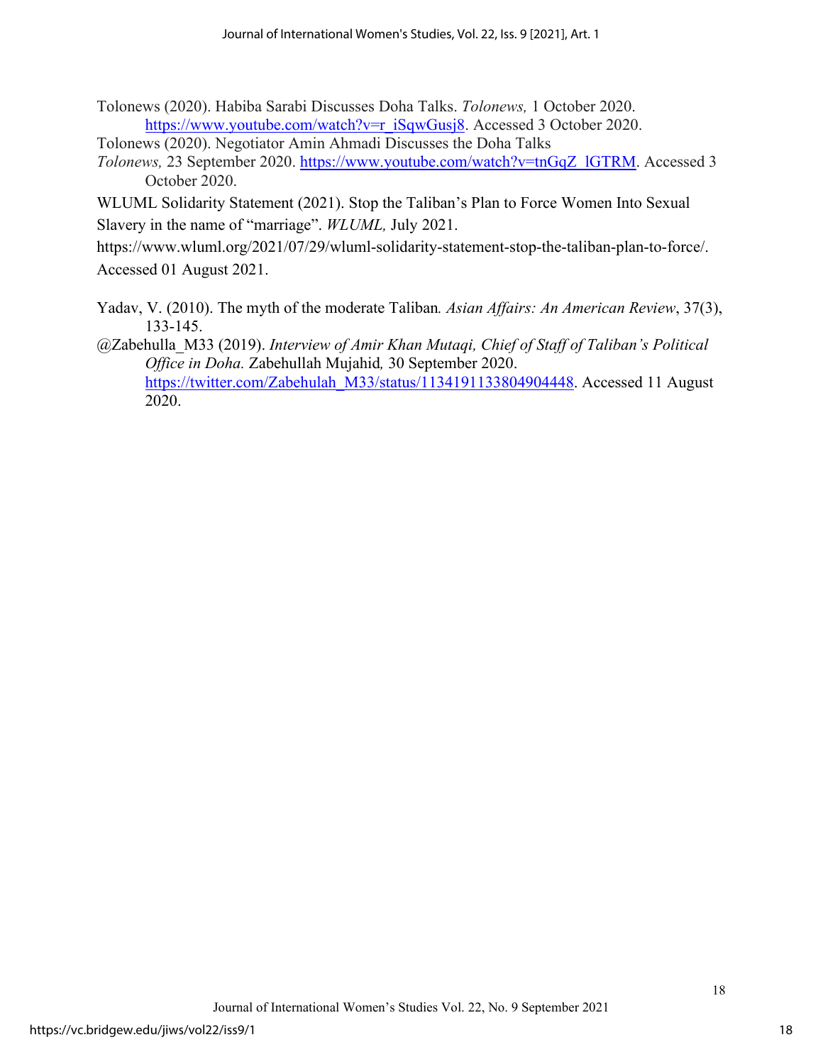Tolonews (2020). Habiba Sarabi Discusses Doha Talks. *Tolonews,* 1 October 2020. https://www.youtube.com/watch?v=r_iSqwGusj8. Accessed 3 October 2020.

Tolonews (2020). Negotiator Amin Ahmadi Discusses the Doha Talks *Tolonews,* 23 September 2020. https://www.youtube.com/watch?v=tnGqZ_lGTRM. Accessed 3 October 2020.

WLUML Solidarity Statement (2021). Stop the Taliban's Plan to Force Women Into Sexual Slavery in the name of "marriage". *WLUML,* July 2021. https://www.wluml.org/2021/07/29/wluml-solidarity-statement-stop-the-taliban-plan-to-force/. Accessed 01 August 2021.

Yadav, V. (2010). The myth of the moderate Taliban*. Asian Affairs: An American Review*, 37(3), 133-145.

@Zabehulla_M33 (2019). *Interview of Amir Khan Mutaqi, Chief of Staff of Taliban's Political Office in Doha.* Zabehullah Mujahid*,* 30 September 2020. https://twitter.com/Zabehulah_M33/status/1134191133804904448. Accessed 11 August 2020.